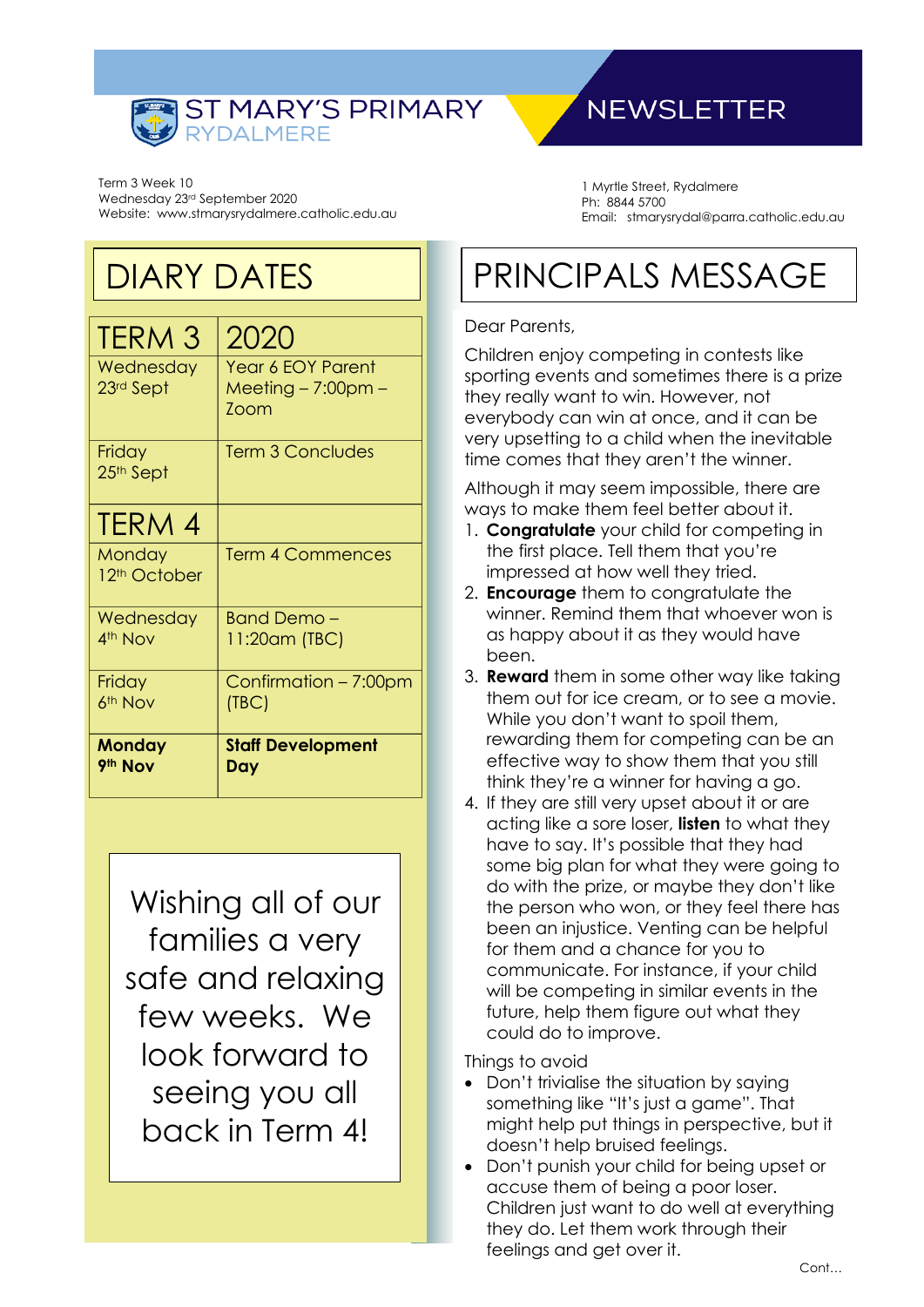# ST MARY'S PRIMARY RYDALMERE NEWSLETTER

Term 3 Week 10
Wednesday 23rd September 2020
Website: www.stmarysrydalmere.catholic.edu.au

1 Myrtle Street, Rydalmere
Ph: 8844 5700
Email: stmarysrydal@parra.catholic.edu.au

## DIARY DATES

| TERM 3 | 2020 |
| --- | --- |
| Wednesday 23rd Sept | Year 6 EOY Parent Meeting – 7:00pm – Zoom |
| Friday 25th Sept | Term 3 Concludes |
| **TERM 4** | |
| Monday 12th October | Term 4 Commences |
| Wednesday 4th Nov | Band Demo – 11:20am (TBC) |
| Friday 6th Nov | Confirmation – 7:00pm (TBC) |
| **Monday 9th Nov** | **Staff Development Day** |

Wishing all of our families a very safe and relaxing few weeks. We look forward to seeing you all back in Term 4!

## PRINCIPALS MESSAGE

Dear Parents,

Children enjoy competing in contests like sporting events and sometimes there is a prize they really want to win. However, not everybody can win at once, and it can be very upsetting to a child when the inevitable time comes that they aren't the winner.

Although it may seem impossible, there are ways to make them feel better about it.

1. **Congratulate** your child for competing in the first place. Tell them that you're impressed at how well they tried.
2. **Encourage** them to congratulate the winner. Remind them that whoever won is as happy about it as they would have been.
3. **Reward** them in some other way like taking them out for ice cream, or to see a movie. While you don't want to spoil them, rewarding them for competing can be an effective way to show them that you still think they're a winner for having a go.
4. If they are still very upset about it or are acting like a sore loser, **listen** to what they have to say. It's possible that they had some big plan for what they were going to do with the prize, or maybe they don't like the person who won, or they feel there has been an injustice. Venting can be helpful for them and a chance for you to communicate. For instance, if your child will be competing in similar events in the future, help them figure out what they could do to improve.

Things to avoid

- Don't trivialise the situation by saying something like "It's just a game". That might help put things in perspective, but it doesn't help bruised feelings.
- Don't punish your child for being upset or accuse them of being a poor loser. Children just want to do well at everything they do. Let them work through their feelings and get over it.

Cont…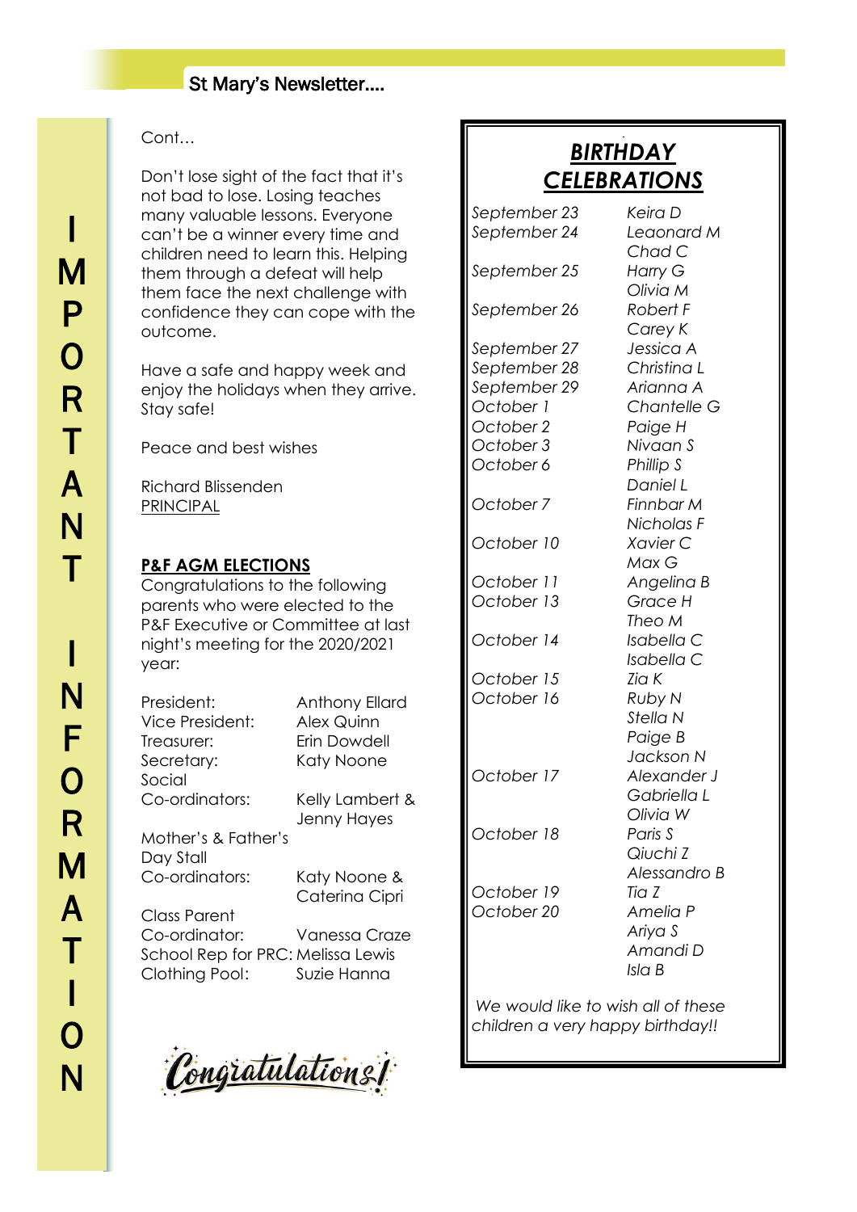Cont…

Don't lose sight of the fact that it's not bad to lose. Losing teaches many valuable lessons. Everyone can't be a winner every time and children need to learn this. Helping them through a defeat will help them face the next challenge with confidence they can cope with the outcome.

Have a safe and happy week and enjoy the holidays when they arrive. Stay safe!

Peace and best wishes

Richard Blissenden
PRINCIPAL

**P&F AGM ELECTIONS**

Congratulations to the following parents who were elected to the P&F Executive or Committee at last night's meeting for the 2020/2021 year:

| | |
|---|---|
| President: | Anthony Ellard |
| Vice President: | Alex Quinn |
| Treasurer: | Erin Dowdell |
| Secretary: | Katy Noone |
| Social Co-ordinators: | Kelly Lambert & Jenny Hayes |
| Mother's & Father's Day Stall Co-ordinators: | Katy Noone & Caterina Cipri |
| Class Parent Co-ordinator: | Vanessa Craze |
| School Rep for PRC: | Melissa Lewis |
| Clothing Pool: | Suzie Hanna |

Congratulations!

## *BIRTHDAY CELEBRATIONS*

| | |
|---|---|
| *September 23* | *Keira D* |
| *September 24* | *Leaonard M* |
| | *Chad C* |
| *September 25* | *Harry G* |
| | *Olivia M* |
| *September 26* | *Robert F* |
| | *Carey K* |
| *September 27* | *Jessica A* |
| *September 28* | *Christina L* |
| *September 29* | *Arianna A* |
| *October 1* | *Chantelle G* |
| *October 2* | *Paige H* |
| *October 3* | *Nivaan S* |
| *October 6* | *Phillip S* |
| | *Daniel L* |
| *October 7* | *Finnbar M* |
| | *Nicholas F* |
| *October 10* | *Xavier C* |
| | *Max G* |
| *October 11* | *Angelina B* |
| *October 13* | *Grace H* |
| | *Theo M* |
| *October 14* | *Isabella C* |
| | *Isabella C* |
| *October 15* | *Zia K* |
| *October 16* | *Ruby N* |
| | *Stella N* |
| | *Paige B* |
| | *Jackson N* |
| *October 17* | *Alexander J* |
| | *Gabriella L* |
| | *Olivia W* |
| *October 18* | *Paris S* |
| | *Qiuchi Z* |
| | *Alessandro B* |
| *October 19* | *Tia Z* |
| *October 20* | *Amelia P* |
| | *Ariya S* |
| | *Amandi D* |
| | *Isla B* |

*We would like to wish all of these children a very happy birthday!!*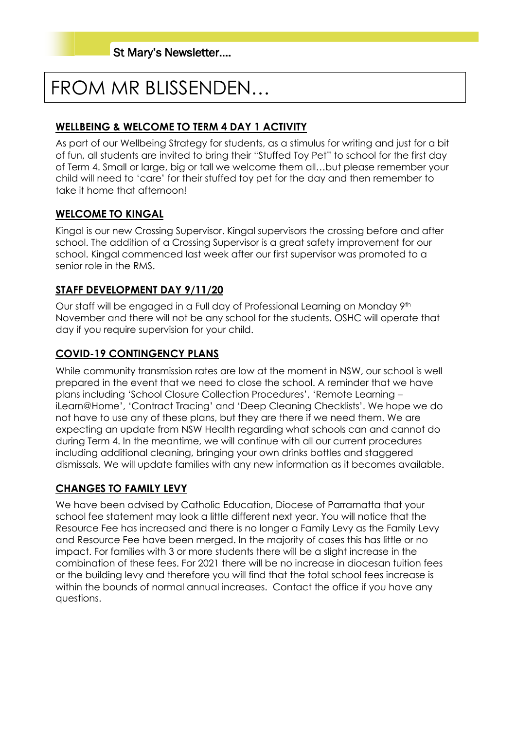# FROM MR BLISSENDEN…

## WELLBEING & WELCOME TO TERM 4 DAY 1 ACTIVITY

As part of our Wellbeing Strategy for students, as a stimulus for writing and just for a bit of fun, all students are invited to bring their "Stuffed Toy Pet" to school for the first day of Term 4. Small or large, big or tall we welcome them all…but please remember your child will need to 'care' for their stuffed toy pet for the day and then remember to take it home that afternoon!

## WELCOME TO KINGAL

Kingal is our new Crossing Supervisor. Kingal supervisors the crossing before and after school. The addition of a Crossing Supervisor is a great safety improvement for our school. Kingal commenced last week after our first supervisor was promoted to a senior role in the RMS.

## STAFF DEVELOPMENT DAY 9/11/20

Our staff will be engaged in a Full day of Professional Learning on Monday 9th November and there will not be any school for the students. OSHC will operate that day if you require supervision for your child.

## COVID-19 CONTINGENCY PLANS

While community transmission rates are low at the moment in NSW, our school is well prepared in the event that we need to close the school. A reminder that we have plans including 'School Closure Collection Procedures', 'Remote Learning – iLearn@Home', 'Contract Tracing' and 'Deep Cleaning Checklists'. We hope we do not have to use any of these plans, but they are there if we need them. We are expecting an update from NSW Health regarding what schools can and cannot do during Term 4. In the meantime, we will continue with all our current procedures including additional cleaning, bringing your own drinks bottles and staggered dismissals. We will update families with any new information as it becomes available.

## CHANGES TO FAMILY LEVY

We have been advised by Catholic Education, Diocese of Parramatta that your school fee statement may look a little different next year. You will notice that the Resource Fee has increased and there is no longer a Family Levy as the Family Levy and Resource Fee have been merged. In the majority of cases this has little or no impact. For families with 3 or more students there will be a slight increase in the combination of these fees. For 2021 there will be no increase in diocesan tuition fees or the building levy and therefore you will find that the total school fees increase is within the bounds of normal annual increases. Contact the office if you have any questions.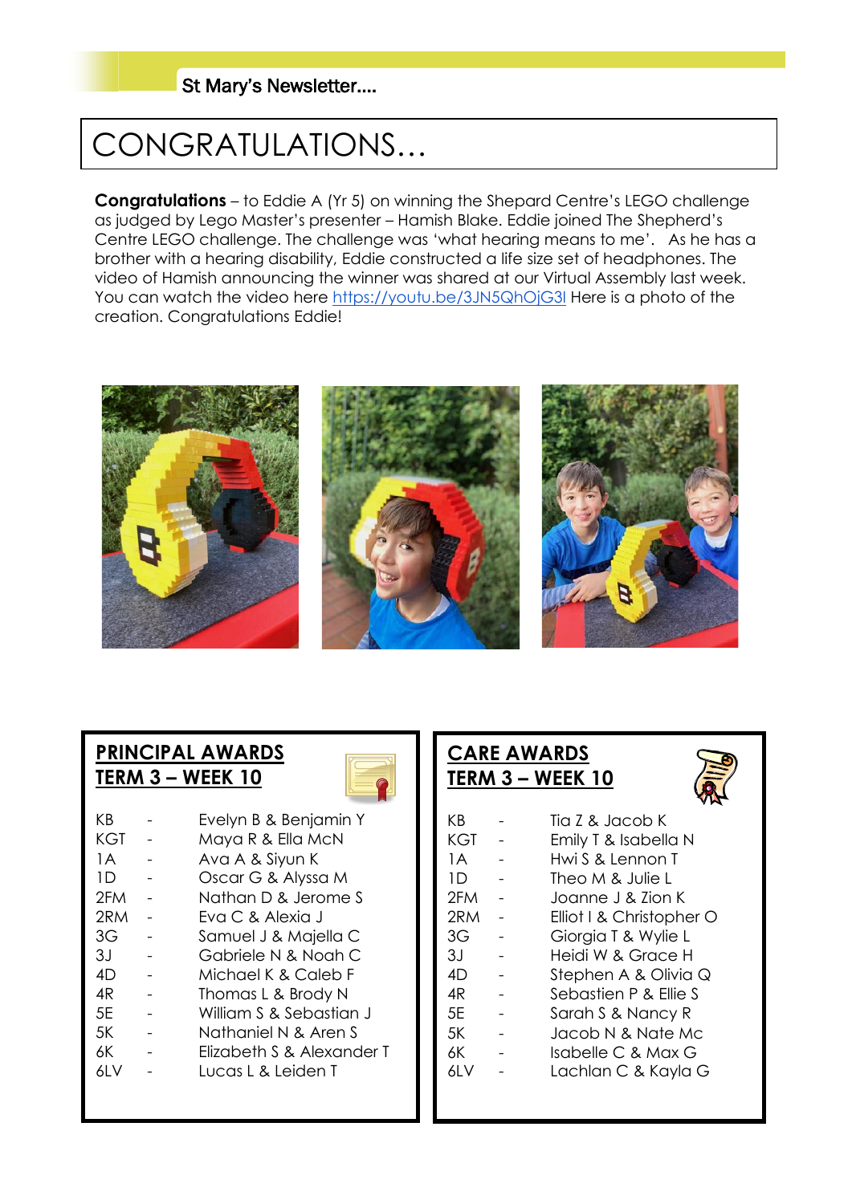St Mary's Newsletter....

# CONGRATULATIONS…

**Congratulations** – to Eddie A (Yr 5) on winning the Shepard Centre's LEGO challenge as judged by Lego Master's presenter – Hamish Blake. Eddie joined The Shepherd's Centre LEGO challenge. The challenge was 'what hearing means to me'. As he has a brother with a hearing disability, Eddie constructed a life size set of headphones. The video of Hamish announcing the winner was shared at our Virtual Assembly last week. You can watch the video here https://youtu.be/3JN5QhOjG3I Here is a photo of the creation. Congratulations Eddie!

## PRINCIPAL AWARDS TERM 3 – WEEK 10

| Class | | Students |
|---|---|---|
| KB | - | Evelyn B & Benjamin Y |
| KGT | - | Maya R & Ella McN |
| 1A | - | Ava A & Siyun K |
| 1D | - | Oscar G & Alyssa M |
| 2FM | - | Nathan D & Jerome S |
| 2RM | - | Eva C & Alexia J |
| 3G | - | Samuel J & Majella C |
| 3J | - | Gabriele N & Noah C |
| 4D | - | Michael K & Caleb F |
| 4R | - | Thomas L & Brody N |
| 5E | - | William S & Sebastian J |
| 5K | - | Nathaniel N & Aren S |
| 6K | - | Elizabeth S & Alexander T |
| 6LV | - | Lucas L & Leiden T |

## CARE AWARDS TERM 3 – WEEK 10

| Class | | Students |
|---|---|---|
| KB | - | Tia Z & Jacob K |
| KGT | - | Emily T & Isabella N |
| 1A | - | Hwi S & Lennon T |
| 1D | - | Theo M & Julie L |
| 2FM | - | Joanne J & Zion K |
| 2RM | - | Elliot I & Christopher O |
| 3G | - | Giorgia T & Wylie L |
| 3J | - | Heidi W & Grace H |
| 4D | - | Stephen A & Olivia Q |
| 4R | - | Sebastien P & Ellie S |
| 5E | - | Sarah S & Nancy R |
| 5K | - | Jacob N & Nate Mc |
| 6K | - | Isabelle C & Max G |
| 6LV | - | Lachlan C & Kayla G |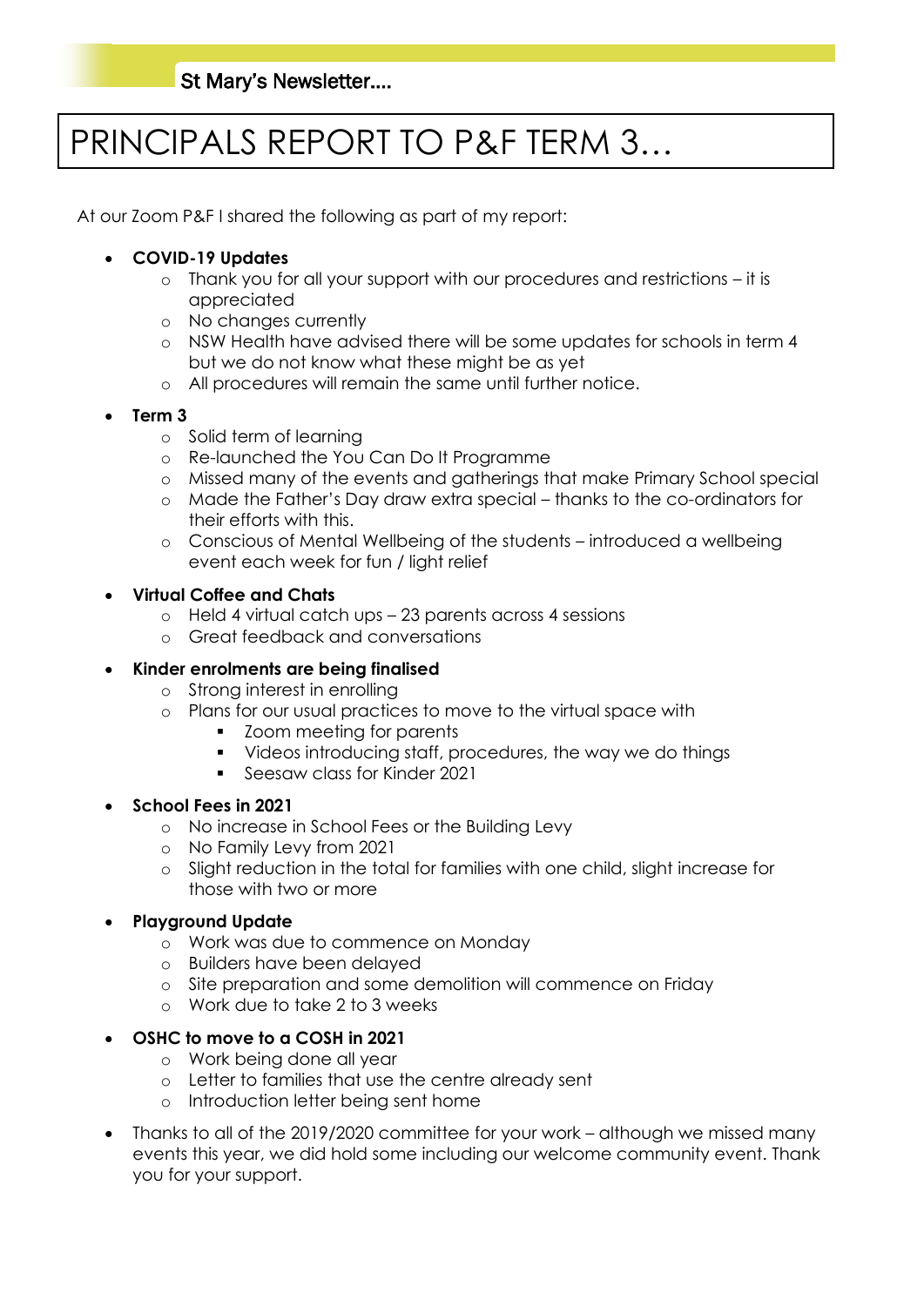# PRINCIPALS REPORT TO P&F TERM 3…

At our Zoom P&F I shared the following as part of my report:

- **COVID-19 Updates**
  - Thank you for all your support with our procedures and restrictions – it is appreciated
  - No changes currently
  - NSW Health have advised there will be some updates for schools in term 4 but we do not know what these might be as yet
  - All procedures will remain the same until further notice.
- **Term 3**
  - Solid term of learning
  - Re-launched the You Can Do It Programme
  - Missed many of the events and gatherings that make Primary School special
  - Made the Father's Day draw extra special – thanks to the co-ordinators for their efforts with this.
  - Conscious of Mental Wellbeing of the students – introduced a wellbeing event each week for fun / light relief
- **Virtual Coffee and Chats**
  - Held 4 virtual catch ups – 23 parents across 4 sessions
  - Great feedback and conversations
- **Kinder enrolments are being finalised**
  - Strong interest in enrolling
  - Plans for our usual practices to move to the virtual space with
    - Zoom meeting for parents
    - Videos introducing staff, procedures, the way we do things
    - Seesaw class for Kinder 2021
- **School Fees in 2021**
  - No increase in School Fees or the Building Levy
  - No Family Levy from 2021
  - Slight reduction in the total for families with one child, slight increase for those with two or more
- **Playground Update**
  - Work was due to commence on Monday
  - Builders have been delayed
  - Site preparation and some demolition will commence on Friday
  - Work due to take 2 to 3 weeks
- **OSHC to move to a COSH in 2021**
  - Work being done all year
  - Letter to families that use the centre already sent
  - Introduction letter being sent home
- Thanks to all of the 2019/2020 committee for your work – although we missed many events this year, we did hold some including our welcome community event. Thank you for your support.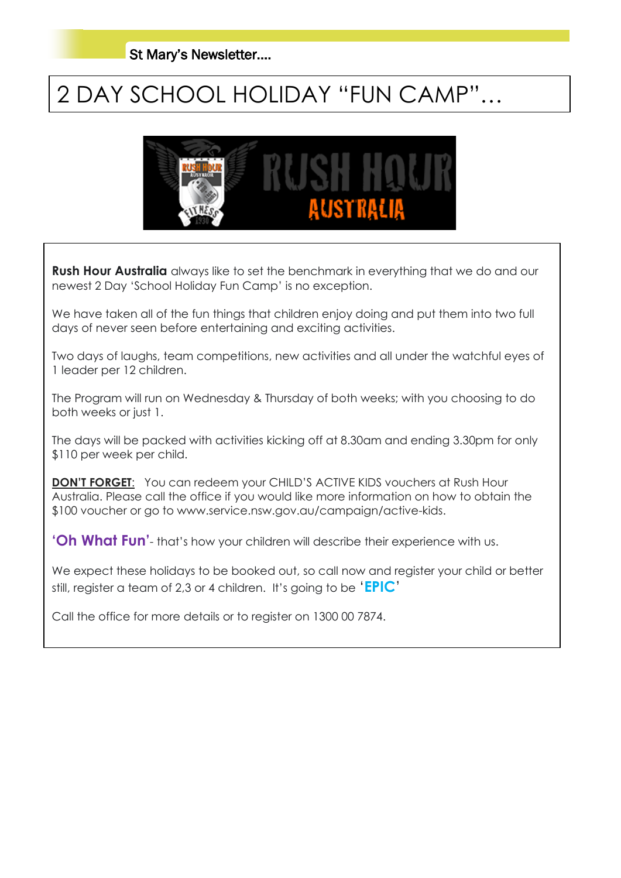# 2 DAY SCHOOL HOLIDAY "FUN CAMP"...

**Rush Hour Australia** always like to set the benchmark in everything that we do and our newest 2 Day 'School Holiday Fun Camp' is no exception.

We have taken all of the fun things that children enjoy doing and put them into two full days of never seen before entertaining and exciting activities.

Two days of laughs, team competitions, new activities and all under the watchful eyes of 1 leader per 12 children.

The Program will run on Wednesday & Thursday of both weeks; with you choosing to do both weeks or just 1.

The days will be packed with activities kicking off at 8.30am and ending 3.30pm for only $110 per week per child.

**DON'T FORGET**: You can redeem your CHILD'S ACTIVE KIDS vouchers at Rush Hour Australia. Please call the office if you would like more information on how to obtain the $100 voucher or go to www.service.nsw.gov.au/campaign/active-kids.

**'Oh What Fun'**- that's how your children will describe their experience with us.

We expect these holidays to be booked out, so call now and register your child or better still, register a team of 2,3 or 4 children. It's going to be '**EPIC**'

Call the office for more details or to register on 1300 00 7874.